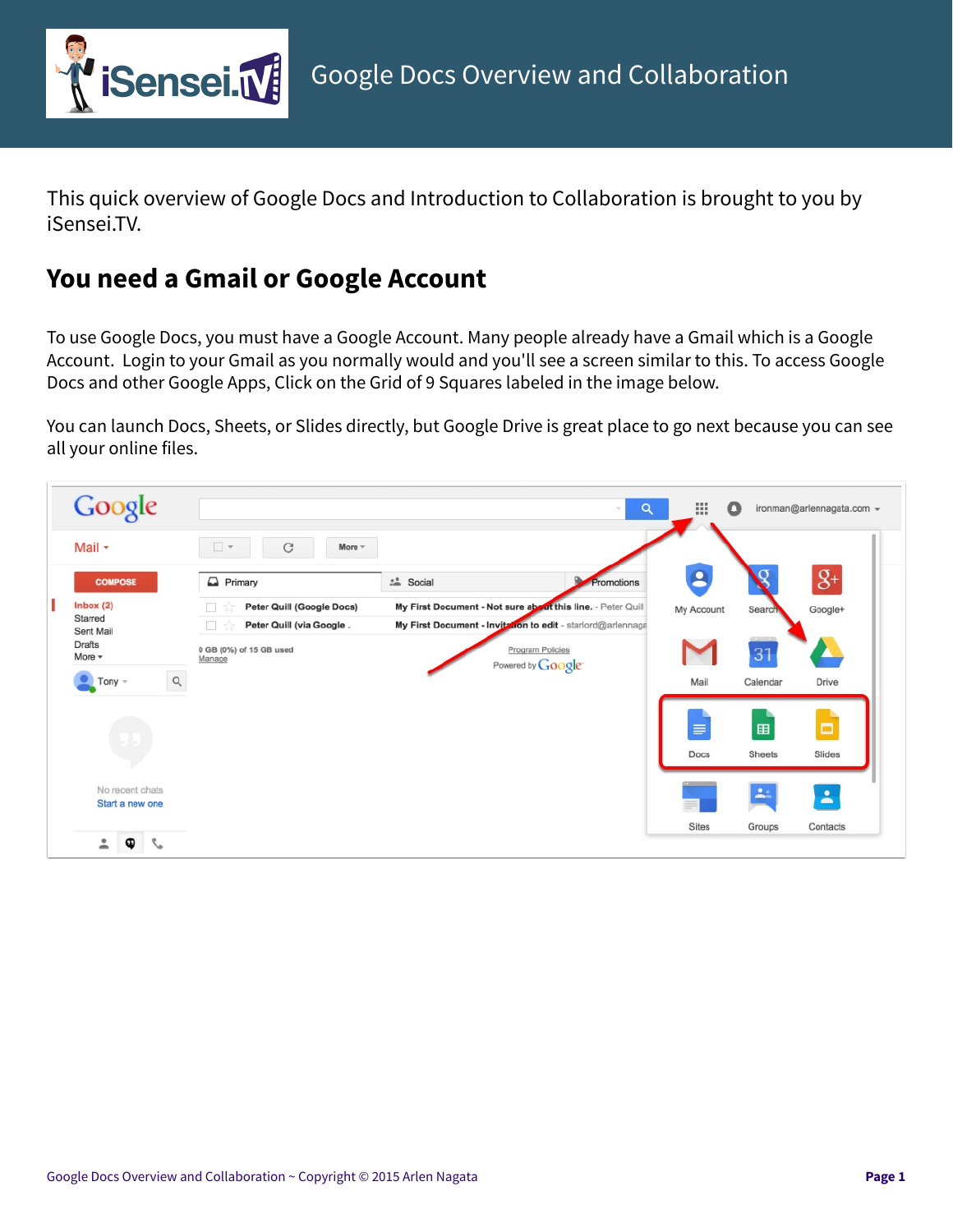This quick overview of Google Docs and Introduction to Collaboration is brought to you by iSensei.TV.

## You need a Gmail or Google Account

To use Google Docs, you must have a Google Account. Many people already have a Gmail which is a Google Account. Login to your Gmail as you normally would and you'll see a screen similar to this. To access Google Docs and other Google Apps, Click on the Grid of 9 Squares labeled in the image below.

You can launch Docs, Sheets, or Slides directly, but Google Drive is great place to go next because you can see all your online files.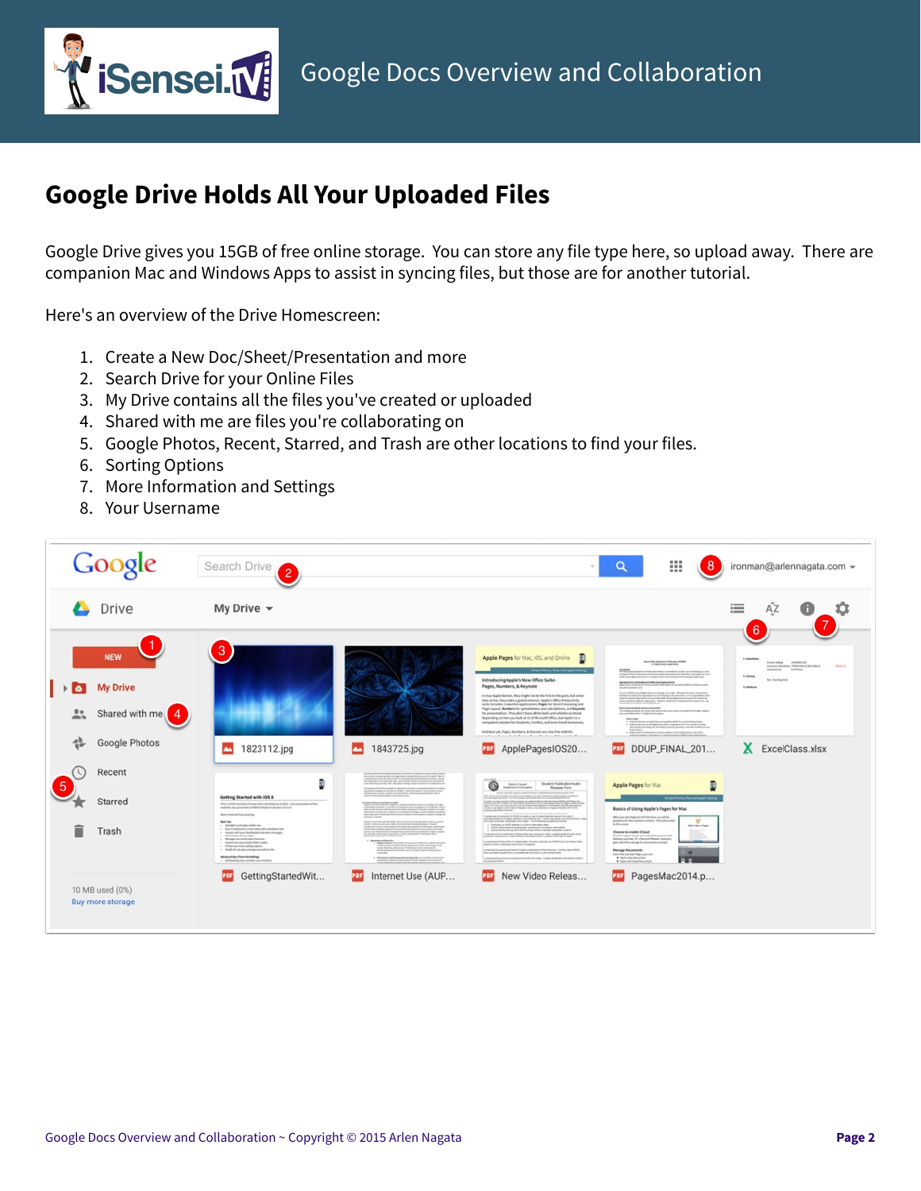## Google Drive Holds All Your Uploaded Files

Google Drive gives you 15GB of free online storage. You can store any file type here, so upload away. There are companion Mac and Windows Apps to assist in syncing files, but those are for another tutorial.

Here's an overview of the Drive Homescreen:

1. Create a New Doc/Sheet/Presentation and more
2. Search Drive for your Online Files
3. My Drive contains all the files you've created or uploaded
4. Shared with me are files you're collaborating on
5. Google Photos, Recent, Starred, and Trash are other locations to find your files.
6. Sorting Options
7. More Information and Settings
8. Your Username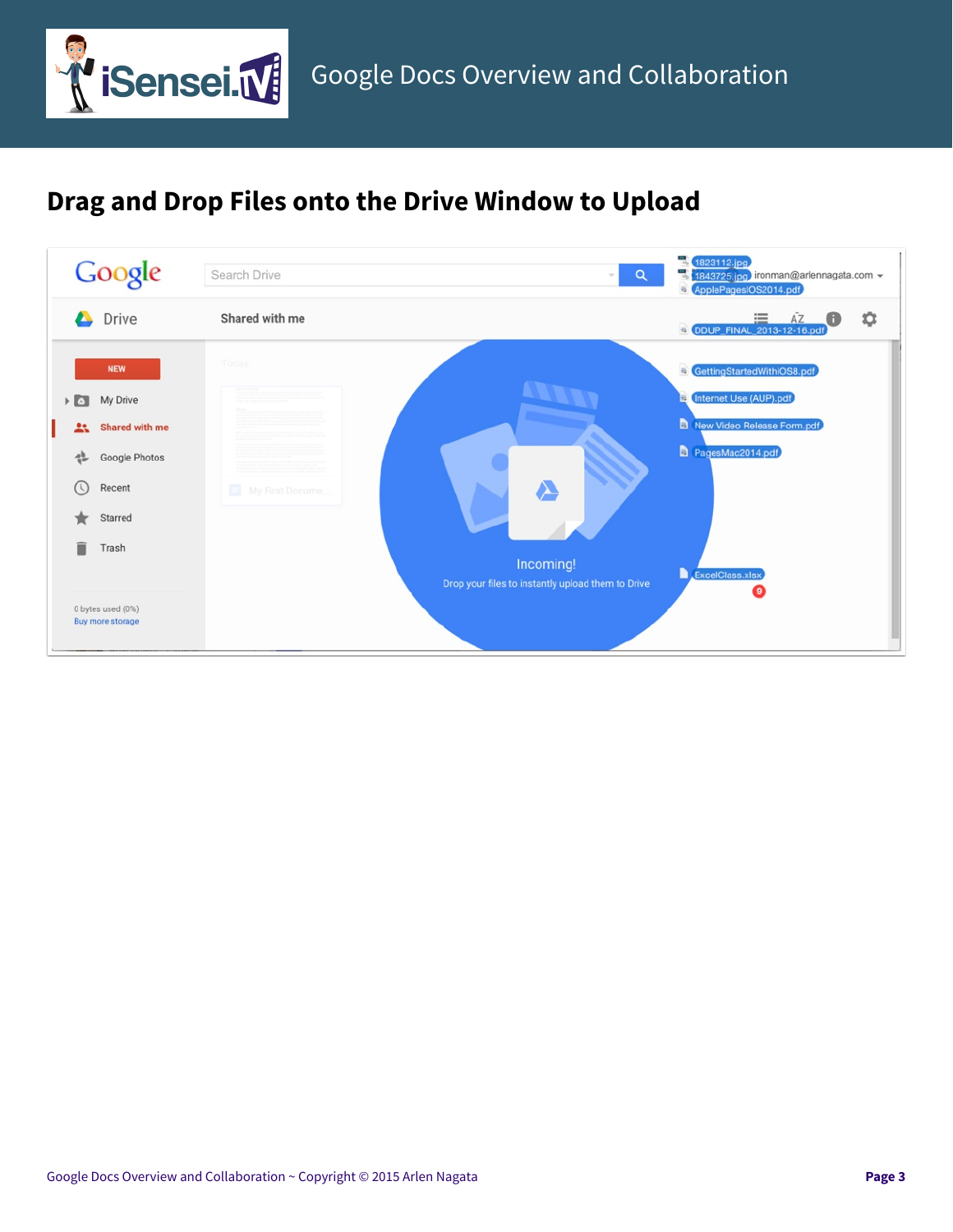## Drag and Drop Files onto the Drive Window to Upload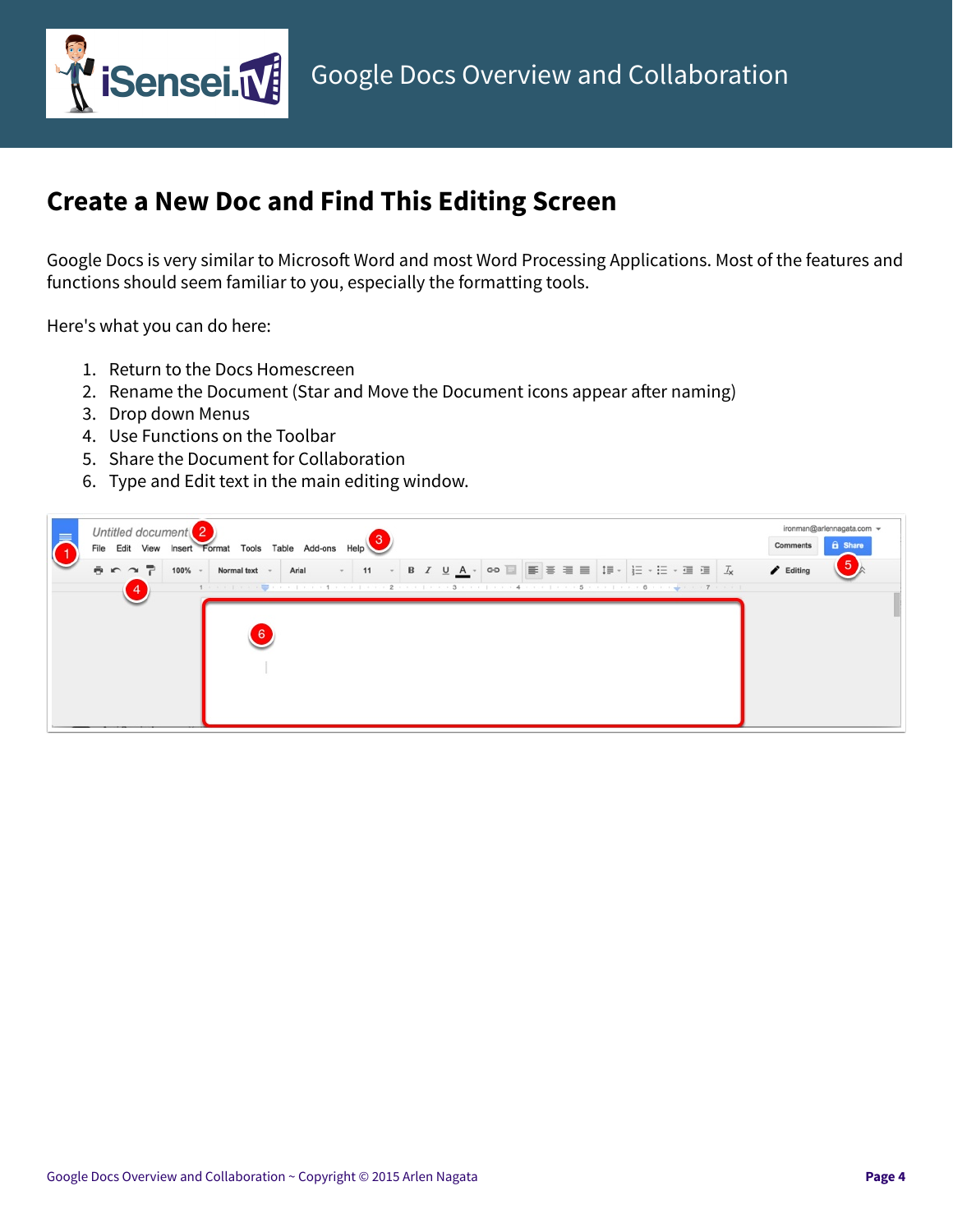## Create a New Doc and Find This Editing Screen

Google Docs is very similar to Microsoft Word and most Word Processing Applications. Most of the features and functions should seem familiar to you, especially the formatting tools.

Here's what you can do here:

1. Return to the Docs Homescreen
2. Rename the Document (Star and Move the Document icons appear after naming)
3. Drop down Menus
4. Use Functions on the Toolbar
5. Share the Document for Collaboration
6. Type and Edit text in the main editing window.